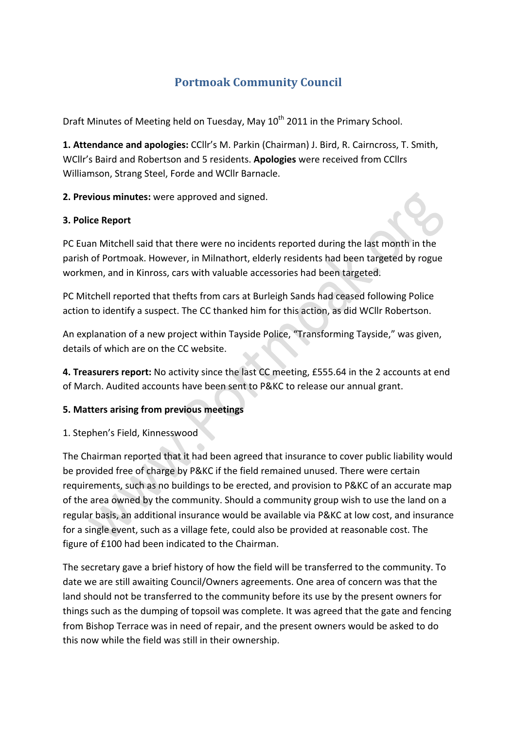# Portmoak Community Council

Draft Minutes of Meeting held on Tuesday, May 10th 2011 in the Primary School.

**1. Attendance and apologies:** CCllr's M. Parkin (Chairman) J. Bird, R. Cairncross, T. Smith, WCllr's Baird and Robertson and 5 residents. **Apologies** were received from CCllrs Williamson, Strang Steel, Forde and WCllr Barnacle.

**2. Previous minutes:** were approved and signed.

**3. Police Report**

PC Euan Mitchell said that there were no incidents reported during the last month in the parish of Portmoak. However, in Milnathort, elderly residents had been targeted by rogue workmen, and in Kinross, cars with valuable accessories had been targeted.

PC Mitchell reported that thefts from cars at Burleigh Sands had ceased following Police action to identify a suspect. The CC thanked him for this action, as did WCllr Robertson.

An explanation of a new project within Tayside Police, "Transforming Tayside," was given, details of which are on the CC website.

**4. Treasurers report:** No activity since the last CC meeting, £555.64 in the 2 accounts at end of March. Audited accounts have been sent to P&KC to release our annual grant.

**5. Matters arising from previous meetings**

1. Stephen's Field, Kinnesswood

The Chairman reported that it had been agreed that insurance to cover public liability would be provided free of charge by P&KC if the field remained unused. There were certain requirements, such as no buildings to be erected, and provision to P&KC of an accurate map of the area owned by the community. Should a community group wish to use the land on a regular basis, an additional insurance would be available via P&KC at low cost, and insurance for a single event, such as a village fete, could also be provided at reasonable cost. The figure of £100 had been indicated to the Chairman.

The secretary gave a brief history of how the field will be transferred to the community. To date we are still awaiting Council/Owners agreements. One area of concern was that the land should not be transferred to the community before its use by the present owners for things such as the dumping of topsoil was complete. It was agreed that the gate and fencing from Bishop Terrace was in need of repair, and the present owners would be asked to do this now while the field was still in their ownership.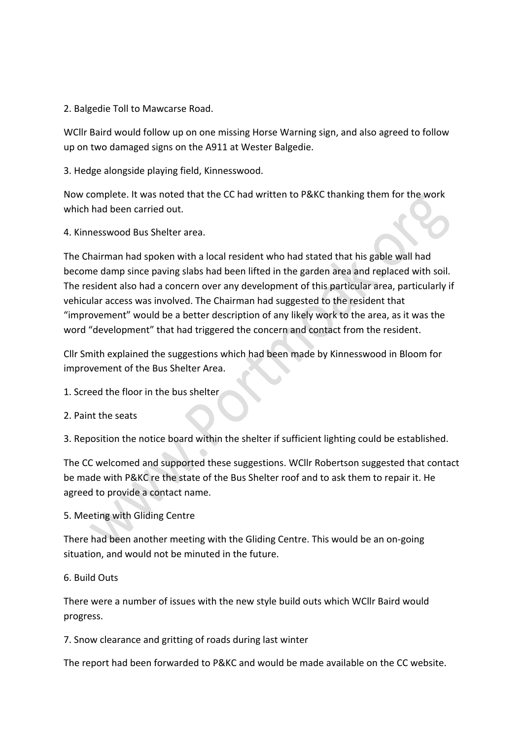2. Balgedie Toll to Mawcarse Road.

WCllr Baird would follow up on one missing Horse Warning sign, and also agreed to follow up on two damaged signs on the A911 at Wester Balgedie.

3. Hedge alongside playing field, Kinnesswood.

Now complete. It was noted that the CC had written to P&KC thanking them for the work which had been carried out.

4. Kinnesswood Bus Shelter area.

The Chairman had spoken with a local resident who had stated that his gable wall had become damp since paving slabs had been lifted in the garden area and replaced with soil. The resident also had a concern over any development of this particular area, particularly if vehicular access was involved. The Chairman had suggested to the resident that "improvement" would be a better description of any likely work to the area, as it was the word "development" that had triggered the concern and contact from the resident.

Cllr Smith explained the suggestions which had been made by Kinnesswood in Bloom for improvement of the Bus Shelter Area.

1. Screed the floor in the bus shelter

2. Paint the seats

3. Reposition the notice board within the shelter if sufficient lighting could be established.

The CC welcomed and supported these suggestions. WCllr Robertson suggested that contact be made with P&KC re the state of the Bus Shelter roof and to ask them to repair it. He agreed to provide a contact name.

5. Meeting with Gliding Centre

There had been another meeting with the Gliding Centre. This would be an on-going situation, and would not be minuted in the future.

6. Build Outs

There were a number of issues with the new style build outs which WCllr Baird would progress.

7. Snow clearance and gritting of roads during last winter

The report had been forwarded to P&KC and would be made available on the CC website.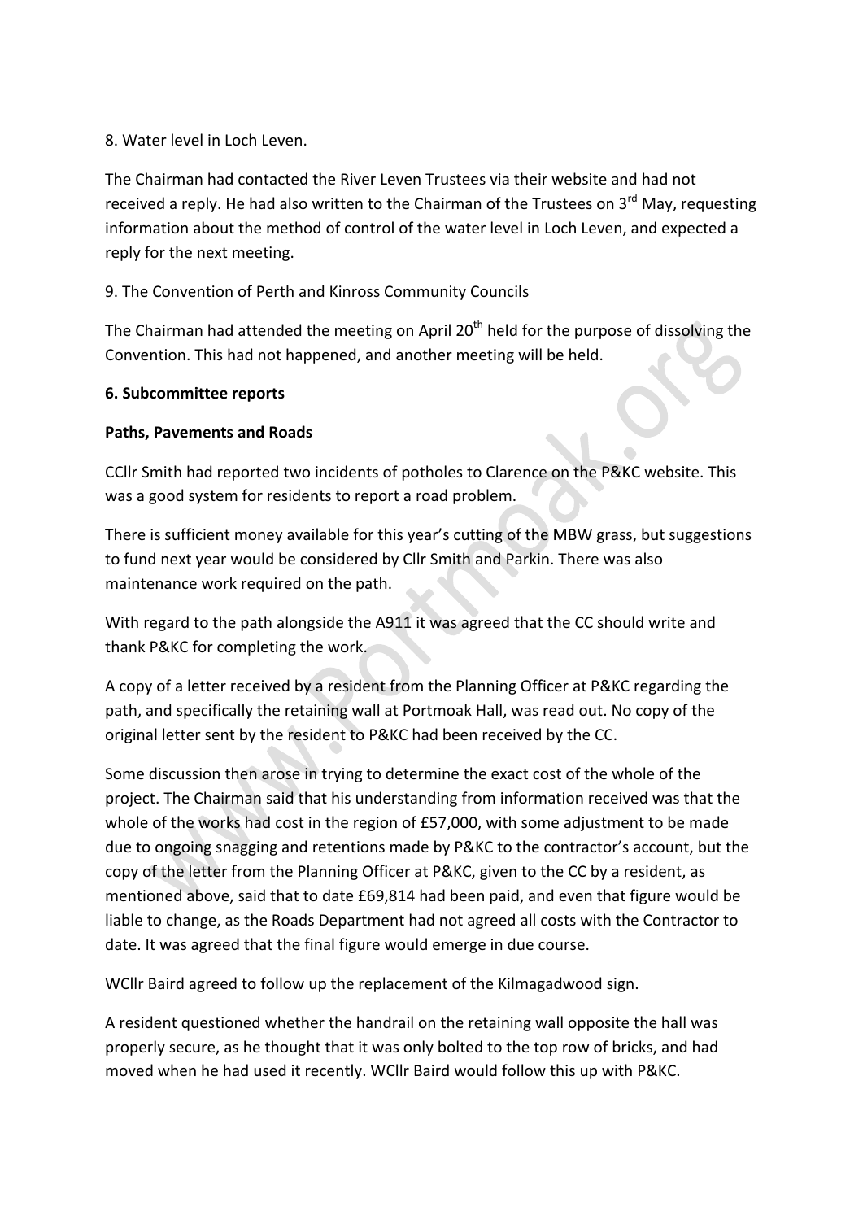8. Water level in Loch Leven.

The Chairman had contacted the River Leven Trustees via their website and had not received a reply. He had also written to the Chairman of the Trustees on 3rd May, requesting information about the method of control of the water level in Loch Leven, and expected a reply for the next meeting.

9. The Convention of Perth and Kinross Community Councils

The Chairman had attended the meeting on April 20th held for the purpose of dissolving the Convention. This had not happened, and another meeting will be held.

**6. Subcommittee reports**

**Paths, Pavements and Roads**

CCllr Smith had reported two incidents of potholes to Clarence on the P&KC website. This was a good system for residents to report a road problem.

There is sufficient money available for this year's cutting of the MBW grass, but suggestions to fund next year would be considered by Cllr Smith and Parkin. There was also maintenance work required on the path.

With regard to the path alongside the A911 it was agreed that the CC should write and thank P&KC for completing the work.

A copy of a letter received by a resident from the Planning Officer at P&KC regarding the path, and specifically the retaining wall at Portmoak Hall, was read out. No copy of the original letter sent by the resident to P&KC had been received by the CC.

Some discussion then arose in trying to determine the exact cost of the whole of the project. The Chairman said that his understanding from information received was that the whole of the works had cost in the region of £57,000, with some adjustment to be made due to ongoing snagging and retentions made by P&KC to the contractor's account, but the copy of the letter from the Planning Officer at P&KC, given to the CC by a resident, as mentioned above, said that to date £69,814 had been paid, and even that figure would be liable to change, as the Roads Department had not agreed all costs with the Contractor to date. It was agreed that the final figure would emerge in due course.

WCllr Baird agreed to follow up the replacement of the Kilmagadwood sign.

A resident questioned whether the handrail on the retaining wall opposite the hall was properly secure, as he thought that it was only bolted to the top row of bricks, and had moved when he had used it recently. WCllr Baird would follow this up with P&KC.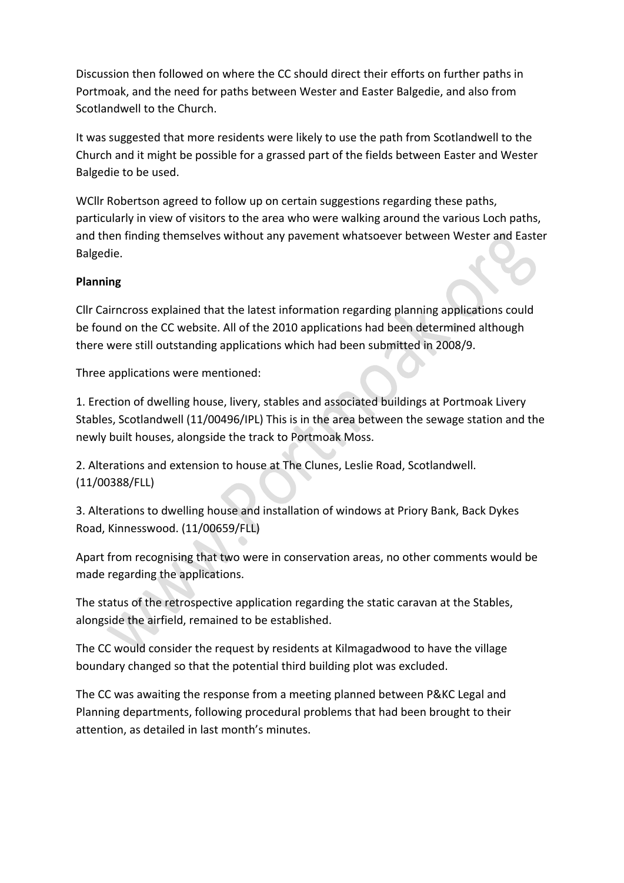Discussion then followed on where the CC should direct their efforts on further paths in Portmoak, and the need for paths between Wester and Easter Balgedie, and also from Scotlandwell to the Church.

It was suggested that more residents were likely to use the path from Scotlandwell to the Church and it might be possible for a grassed part of the fields between Easter and Wester Balgedie to be used.

WCllr Robertson agreed to follow up on certain suggestions regarding these paths, particularly in view of visitors to the area who were walking around the various Loch paths, and then finding themselves without any pavement whatsoever between Wester and Easter Balgedie.

**Planning**

Cllr Cairncross explained that the latest information regarding planning applications could be found on the CC website. All of the 2010 applications had been determined although there were still outstanding applications which had been submitted in 2008/9.

Three applications were mentioned:

1. Erection of dwelling house, livery, stables and associated buildings at Portmoak Livery Stables, Scotlandwell (11/00496/IPL) This is in the area between the sewage station and the newly built houses, alongside the track to Portmoak Moss.

2. Alterations and extension to house at The Clunes, Leslie Road, Scotlandwell. (11/00388/FLL)

3. Alterations to dwelling house and installation of windows at Priory Bank, Back Dykes Road, Kinnesswood. (11/00659/FLL)

Apart from recognising that two were in conservation areas, no other comments would be made regarding the applications.

The status of the retrospective application regarding the static caravan at the Stables, alongside the airfield, remained to be established.

The CC would consider the request by residents at Kilmagadwood to have the village boundary changed so that the potential third building plot was excluded.

The CC was awaiting the response from a meeting planned between P&KC Legal and Planning departments, following procedural problems that had been brought to their attention, as detailed in last month's minutes.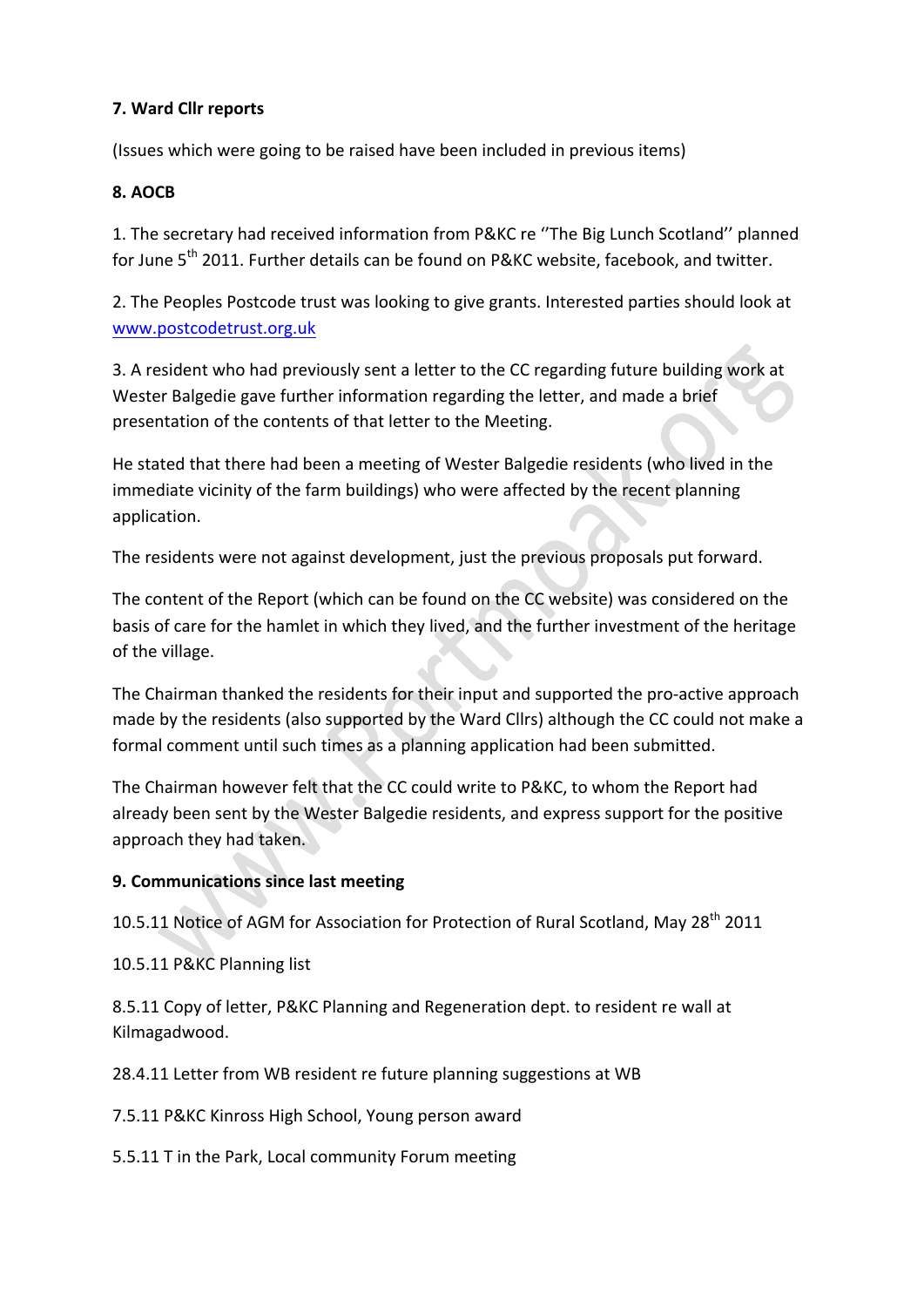**7. Ward Cllr reports**

(Issues which were going to be raised have been included in previous items)

**8. AOCB**

1. The secretary had received information from P&KC re ''The Big Lunch Scotland'' planned for June 5th 2011. Further details can be found on P&KC website, facebook, and twitter.

2. The Peoples Postcode trust was looking to give grants. Interested parties should look at www.postcodetrust.org.uk

3. A resident who had previously sent a letter to the CC regarding future building work at Wester Balgedie gave further information regarding the letter, and made a brief presentation of the contents of that letter to the Meeting.

He stated that there had been a meeting of Wester Balgedie residents (who lived in the immediate vicinity of the farm buildings) who were affected by the recent planning application.

The residents were not against development, just the previous proposals put forward.

The content of the Report (which can be found on the CC website) was considered on the basis of care for the hamlet in which they lived, and the further investment of the heritage of the village.

The Chairman thanked the residents for their input and supported the pro-active approach made by the residents (also supported by the Ward Cllrs) although the CC could not make a formal comment until such times as a planning application had been submitted.

The Chairman however felt that the CC could write to P&KC, to whom the Report had already been sent by the Wester Balgedie residents, and express support for the positive approach they had taken.

**9. Communications since last meeting**

10.5.11 Notice of AGM for Association for Protection of Rural Scotland, May 28th 2011

10.5.11 P&KC Planning list

8.5.11 Copy of letter, P&KC Planning and Regeneration dept. to resident re wall at Kilmagadwood.

28.4.11 Letter from WB resident re future planning suggestions at WB

7.5.11 P&KC Kinross High School, Young person award

5.5.11 T in the Park, Local community Forum meeting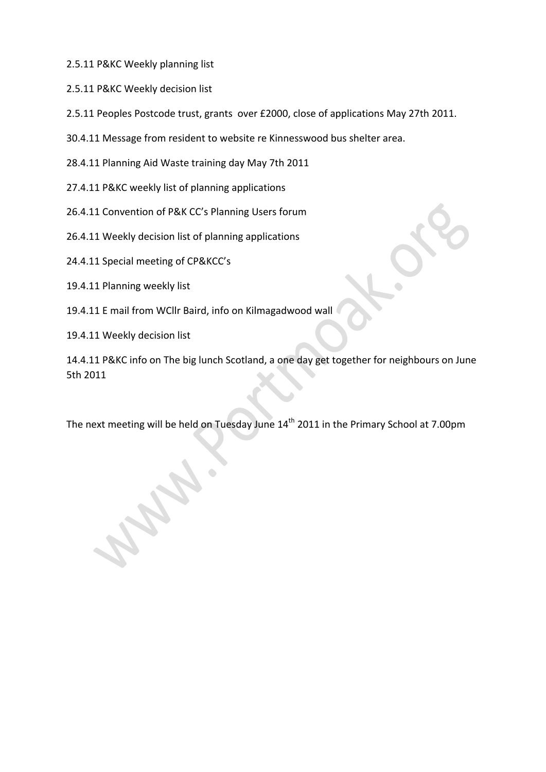2.5.11 P&KC Weekly planning list

2.5.11 P&KC Weekly decision list

2.5.11 Peoples Postcode trust, grants over £2000, close of applications May 27th 2011.

30.4.11 Message from resident to website re Kinnesswood bus shelter area.

28.4.11 Planning Aid Waste training day May 7th 2011

27.4.11 P&KC weekly list of planning applications

26.4.11 Convention of P&K CC's Planning Users forum

26.4.11 Weekly decision list of planning applications

24.4.11 Special meeting of CP&KCC's

19.4.11 Planning weekly list

19.4.11 E mail from WCllr Baird, info on Kilmagadwood wall

19.4.11 Weekly decision list

14.4.11 P&KC info on The big lunch Scotland, a one day get together for neighbours on June 5th 2011

The next meeting will be held on Tuesday June 14th 2011 in the Primary School at 7.00pm